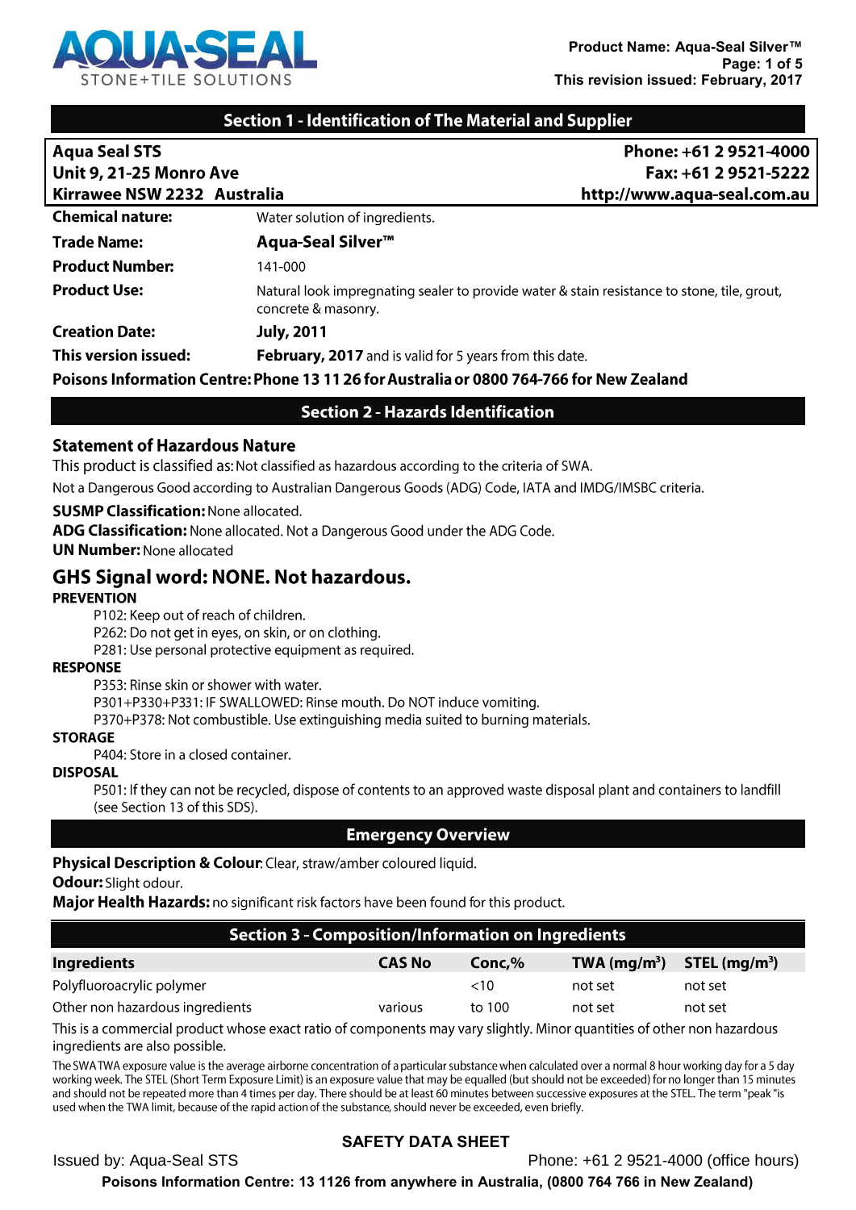AQUA-SEAL
STONE+TILE SOLUTIONS

Product Name: Aqua-Seal Silver™
This revision issued: February, 2017

## Section 1 - Identification of The Material and Supplier

| | |
|---|---|
| **Aqua Seal STS** | **Phone: +61 2 9521-4000** |
| **Unit 9, 21-25 Monro Ave** | **Fax: +61 2 9521-5222** |
| **Kirrawee NSW 2232 Australia** | **http://www.aqua-seal.com.au** |

**Chemical nature:** Water solution of ingredients.

**Trade Name:** **Aqua-Seal Silver™**

**Product Number:** 141-000

**Product Use:** Natural look impregnating sealer to provide water & stain resistance to stone, tile, grout, concrete & masonry.

**Creation Date:** **July, 2011**

**This version issued:** **February, 2017** and is valid for 5 years from this date.

**Poisons Information Centre: Phone 13 11 26 for Australia or 0800 764-766 for New Zealand**

## Section 2 - Hazards Identification

### Statement of Hazardous Nature

This product is classified as: Not classified as hazardous according to the criteria of SWA.

Not a Dangerous Good according to Australian Dangerous Goods (ADG) Code, IATA and IMDG/IMSBC criteria.

**SUSMP Classification:** None allocated.
**ADG Classification:** None allocated. Not a Dangerous Good under the ADG Code.
**UN Number:** None allocated

### GHS Signal word: NONE. Not hazardous.

**PREVENTION**

P102: Keep out of reach of children.
P262: Do not get in eyes, on skin, or on clothing.
P281: Use personal protective equipment as required.

**RESPONSE**

P353: Rinse skin or shower with water.
P301+P330+P331: IF SWALLOWED: Rinse mouth. Do NOT induce vomiting.
P370+P378: Not combustible. Use extinguishing media suited to burning materials.

**STORAGE**

P404: Store in a closed container.

**DISPOSAL**

P501: If they can not be recycled, dispose of contents to an approved waste disposal plant and containers to landfill (see Section 13 of this SDS).

## Emergency Overview

**Physical Description & Colour**: Clear, straw/amber coloured liquid.
**Odour:** Slight odour.
**Major Health Hazards:** no significant risk factors have been found for this product.

## Section 3 - Composition/Information on Ingredients

| Ingredients | CAS No | Conc,% | TWA (mg/m³) | STEL (mg/m³) |
|---|---|---|---|---|
| Polyfluoroacrylic polymer | | <10 | not set | not set |
| Other non hazardous ingredients | various | to 100 | not set | not set |

This is a commercial product whose exact ratio of components may vary slightly. Minor quantities of other non hazardous ingredients are also possible.

The SWA TWA exposure value is the average airborne concentration of a particular substance when calculated over a normal 8 hour working day for a 5 day working week. The STEL (Short Term Exposure Limit) is an exposure value that may be equalled (but should not be exceeded) for no longer than 15 minutes and should not be repeated more than 4 times per day. There should be at least 60 minutes between successive exposures at the STEL. The term "peak "is used when the TWA limit, because of the rapid action of the substance, should never be exceeded, even briefly.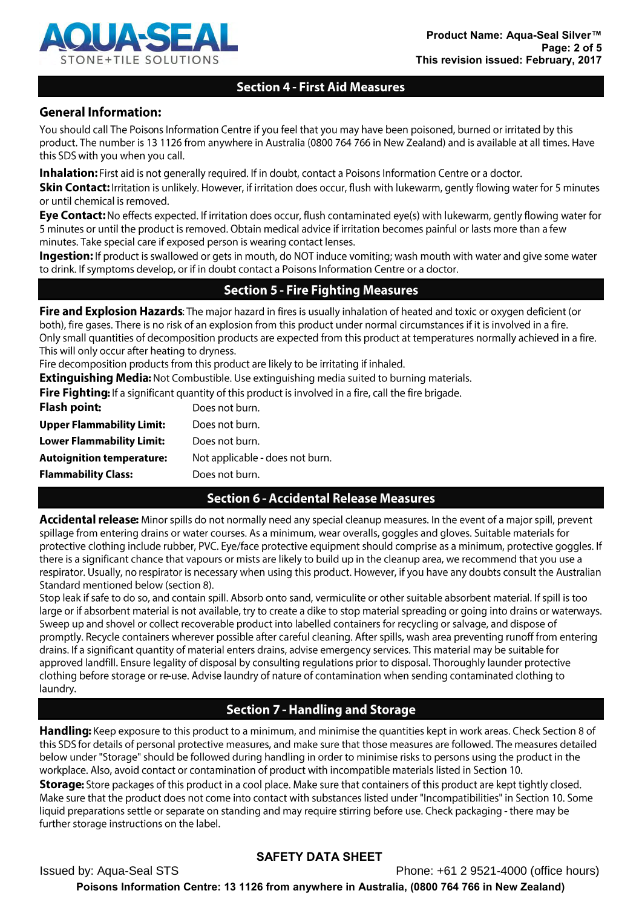## Section 4 - First Aid Measures

### General Information:

You should call The Poisons Information Centre if you feel that you may have been poisoned, burned or irritated by this product. The number is 13 1126 from anywhere in Australia (0800 764 766 in New Zealand) and is available at all times. Have this SDS with you when you call.

**Inhalation:** First aid is not generally required. If in doubt, contact a Poisons Information Centre or a doctor.

**Skin Contact:** Irritation is unlikely. However, if irritation does occur, flush with lukewarm, gently flowing water for 5 minutes or until chemical is removed.

**Eye Contact:** No effects expected. If irritation does occur, flush contaminated eye(s) with lukewarm, gently flowing water for 5 minutes or until the product is removed. Obtain medical advice if irritation becomes painful or lasts more than a few minutes. Take special care if exposed person is wearing contact lenses.

**Ingestion:** If product is swallowed or gets in mouth, do NOT induce vomiting; wash mouth with water and give some water to drink. If symptoms develop, or if in doubt contact a Poisons Information Centre or a doctor.

## Section 5 - Fire Fighting Measures

**Fire and Explosion Hazards**: The major hazard in fires is usually inhalation of heated and toxic or oxygen deficient (or both), fire gases. There is no risk of an explosion from this product under normal circumstances if it is involved in a fire.
Only small quantities of decomposition products are expected from this product at temperatures normally achieved in a fire. This will only occur after heating to dryness.
Fire decomposition products from this product are likely to be irritating if inhaled.

**Extinguishing Media:** Not Combustible. Use extinguishing media suited to burning materials.

**Fire Fighting:** If a significant quantity of this product is involved in a fire, call the fire brigade.

| | |
|---|---|
| **Flash point:** | Does not burn. |
| **Upper Flammability Limit:** | Does not burn. |
| **Lower Flammability Limit:** | Does not burn. |
| **Autoignition temperature:** | Not applicable - does not burn. |
| **Flammability Class:** | Does not burn. |

## Section 6 - Accidental Release Measures

**Accidental release:** Minor spills do not normally need any special cleanup measures. In the event of a major spill, prevent spillage from entering drains or water courses. As a minimum, wear overalls, goggles and gloves. Suitable materials for protective clothing include rubber, PVC. Eye/face protective equipment should comprise as a minimum, protective goggles. If there is a significant chance that vapours or mists are likely to build up in the cleanup area, we recommend that you use a respirator. Usually, no respirator is necessary when using this product. However, if you have any doubts consult the Australian Standard mentioned below (section 8).
Stop leak if safe to do so, and contain spill. Absorb onto sand, vermiculite or other suitable absorbent material. If spill is too large or if absorbent material is not available, try to create a dike to stop material spreading or going into drains or waterways. Sweep up and shovel or collect recoverable product into labelled containers for recycling or salvage, and dispose of promptly. Recycle containers wherever possible after careful cleaning. After spills, wash area preventing runoff from entering drains. If a significant quantity of material enters drains, advise emergency services. This material may be suitable for approved landfill. Ensure legality of disposal by consulting regulations prior to disposal. Thoroughly launder protective clothing before storage or re-use. Advise laundry of nature of contamination when sending contaminated clothing to laundry.

## Section 7 - Handling and Storage

**Handling:** Keep exposure to this product to a minimum, and minimise the quantities kept in work areas. Check Section 8 of this SDS for details of personal protective measures, and make sure that those measures are followed. The measures detailed below under "Storage" should be followed during handling in order to minimise risks to persons using the product in the workplace. Also, avoid contact or contamination of product with incompatible materials listed in Section 10.

**Storage:** Store packages of this product in a cool place. Make sure that containers of this product are kept tightly closed. Make sure that the product does not come into contact with substances listed under "Incompatibilities" in Section 10. Some liquid preparations settle or separate on standing and may require stirring before use. Check packaging - there may be further storage instructions on the label.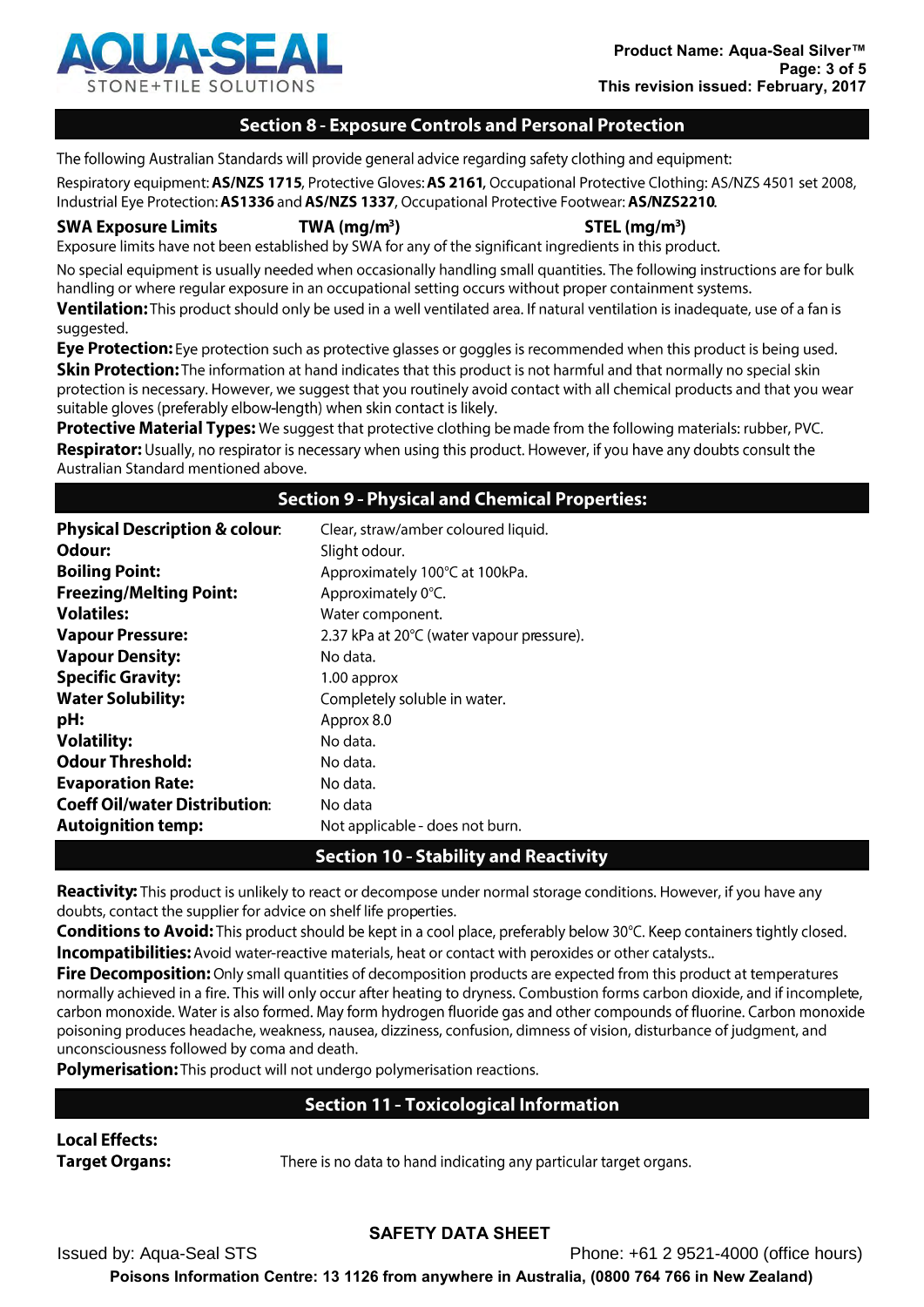## Section 8 - Exposure Controls and Personal Protection

The following Australian Standards will provide general advice regarding safety clothing and equipment:

Respiratory equipment: **AS/NZS 1715**, Protective Gloves: **AS 2161**, Occupational Protective Clothing: AS/NZS 4501 set 2008, Industrial Eye Protection: **AS1336** and **AS/NZS 1337**, Occupational Protective Footwear: **AS/NZS2210**.

| SWA Exposure Limits | TWA ($mg/m^3$) | STEL ($mg/m^3$) |
|---|---|---|

Exposure limits have not been established by SWA for any of the significant ingredients in this product.

No special equipment is usually needed when occasionally handling small quantities. The following instructions are for bulk handling or where regular exposure in an occupational setting occurs without proper containment systems.

**Ventilation:** This product should only be used in a well ventilated area. If natural ventilation is inadequate, use of a fan is suggested.

**Eye Protection:** Eye protection such as protective glasses or goggles is recommended when this product is being used.

**Skin Protection:** The information at hand indicates that this product is not harmful and that normally no special skin protection is necessary. However, we suggest that you routinely avoid contact with all chemical products and that you wear suitable gloves (preferably elbow-length) when skin contact is likely.

**Protective Material Types:** We suggest that protective clothing be made from the following materials: rubber, PVC.

**Respirator:** Usually, no respirator is necessary when using this product. However, if you have any doubts consult the Australian Standard mentioned above.

## Section 9 - Physical and Chemical Properties:

| | |
|---|---|
| **Physical Description & colour**: | Clear, straw/amber coloured liquid. |
| **Odour:** | Slight odour. |
| **Boiling Point:** | Approximately 100°C at 100kPa. |
| **Freezing/Melting Point:** | Approximately 0°C. |
| **Volatiles:** | Water component. |
| **Vapour Pressure:** | 2.37 kPa at 20°C (water vapour pressure). |
| **Vapour Density:** | No data. |
| **Specific Gravity:** | 1.00 approx |
| **Water Solubility:** | Completely soluble in water. |
| **pH:** | Approx 8.0 |
| **Volatility:** | No data. |
| **Odour Threshold:** | No data. |
| **Evaporation Rate:** | No data. |
| **Coeff Oil/water Distribution**: | No data |
| **Autoignition temp:** | Not applicable - does not burn. |

## Section 10 - Stability and Reactivity

**Reactivity:** This product is unlikely to react or decompose under normal storage conditions. However, if you have any doubts, contact the supplier for advice on shelf life properties.

**Conditions to Avoid:** This product should be kept in a cool place, preferably below 30°C. Keep containers tightly closed.

**Incompatibilities:** Avoid water-reactive materials, heat or contact with peroxides or other catalysts..

**Fire Decomposition:** Only small quantities of decomposition products are expected from this product at temperatures normally achieved in a fire. This will only occur after heating to dryness. Combustion forms carbon dioxide, and if incomplete, carbon monoxide. Water is also formed. May form hydrogen fluoride gas and other compounds of fluorine. Carbon monoxide poisoning produces headache, weakness, nausea, dizziness, confusion, dimness of vision, disturbance of judgment, and unconsciousness followed by coma and death.

**Polymerisation:** This product will not undergo polymerisation reactions.

## Section 11 - Toxicological Information

**Local Effects:**

**Target Organs:** There is no data to hand indicating any particular target organs.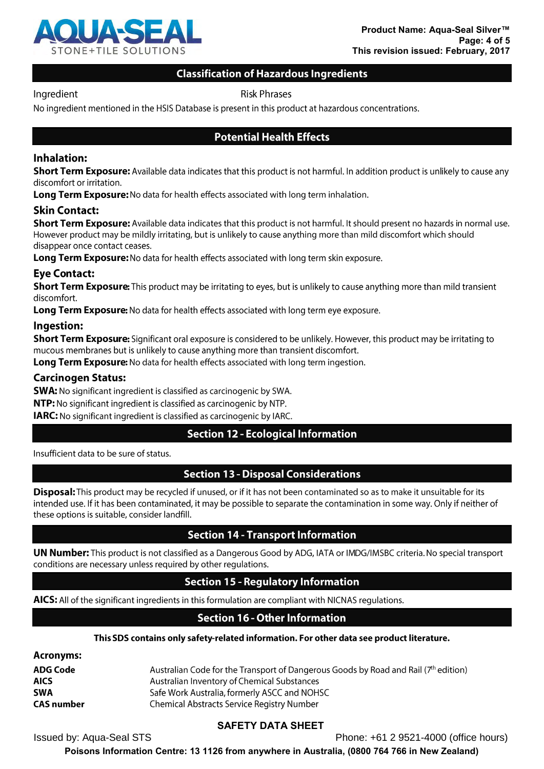## Classification of Hazardous Ingredients

| Ingredient | Risk Phrases |
|---|---|

No ingredient mentioned in the HSIS Database is present in this product at hazardous concentrations.

## Potential Health Effects

### Inhalation:

**Short Term Exposure:** Available data indicates that this product is not harmful. In addition product is unlikely to cause any discomfort or irritation.

**Long Term Exposure:** No data for health effects associated with long term inhalation.

### Skin Contact:

**Short Term Exposure:** Available data indicates that this product is not harmful. It should present no hazards in normal use. However product may be mildly irritating, but is unlikely to cause anything more than mild discomfort which should disappear once contact ceases.

**Long Term Exposure:** No data for health effects associated with long term skin exposure.

### Eye Contact:

**Short Term Exposure:** This product may be irritating to eyes, but is unlikely to cause anything more than mild transient discomfort.

**Long Term Exposure:** No data for health effects associated with long term eye exposure.

### Ingestion:

**Short Term Exposure:** Significant oral exposure is considered to be unlikely. However, this product may be irritating to mucous membranes but is unlikely to cause anything more than transient discomfort.

**Long Term Exposure:** No data for health effects associated with long term ingestion.

### Carcinogen Status:

**SWA:** No significant ingredient is classified as carcinogenic by SWA.

**NTP:** No significant ingredient is classified as carcinogenic by NTP.

**IARC:** No significant ingredient is classified as carcinogenic by IARC.

## Section 12 - Ecological Information

Insufficient data to be sure of status.

## Section 13 - Disposal Considerations

**Disposal:** This product may be recycled if unused, or if it has not been contaminated so as to make it unsuitable for its intended use. If it has been contaminated, it may be possible to separate the contamination in some way. Only if neither of these options is suitable, consider landfill.

## Section 14 - Transport Information

**UN Number:** This product is not classified as a Dangerous Good by ADG, IATA or IMDG/IMSBC criteria. No special transport conditions are necessary unless required by other regulations.

## Section 15 - Regulatory Information

**AICS:** All of the significant ingredients in this formulation are compliant with NICNAS regulations.

## Section 16 - Other Information

**This SDS contains only safety-related information. For other data see product literature.**

### Acronyms:

| | |
|---|---|
| **ADG Code** | Australian Code for the Transport of Dangerous Goods by Road and Rail (7th edition) |
| **AICS** | Australian Inventory of Chemical Substances |
| **SWA** | Safe Work Australia, formerly ASCC and NOHSC |
| **CAS number** | Chemical Abstracts Service Registry Number |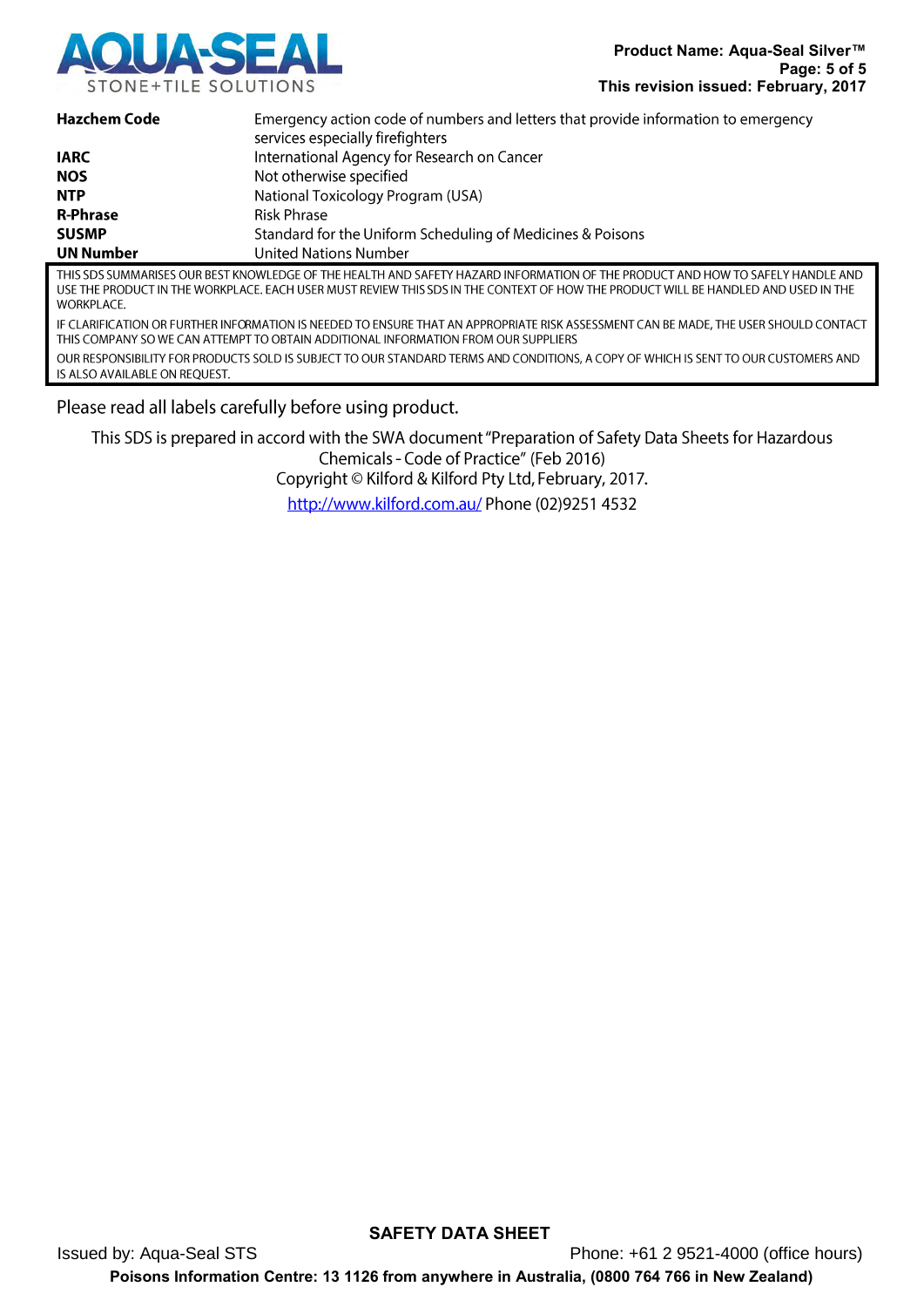| | |
|---|---|
| **Hazchem Code** | Emergency action code of numbers and letters that provide information to emergency services especially firefighters |
| **IARC** | International Agency for Research on Cancer |
| **NOS** | Not otherwise specified |
| **NTP** | National Toxicology Program (USA) |
| **R-Phrase** | Risk Phrase |
| **SUSMP** | Standard for the Uniform Scheduling of Medicines & Poisons |
| **UN Number** | United Nations Number |

THIS SDS SUMMARISES OUR BEST KNOWLEDGE OF THE HEALTH AND SAFETY HAZARD INFORMATION OF THE PRODUCT AND HOW TO SAFELY HANDLE AND USE THE PRODUCT IN THE WORKPLACE. EACH USER MUST REVIEW THIS SDS IN THE CONTEXT OF HOW THE PRODUCT WILL BE HANDLED AND USED IN THE WORKPLACE.

IF CLARIFICATION OR FURTHER INFORMATION IS NEEDED TO ENSURE THAT AN APPROPRIATE RISK ASSESSMENT CAN BE MADE, THE USER SHOULD CONTACT THIS COMPANY SO WE CAN ATTEMPT TO OBTAIN ADDITIONAL INFORMATION FROM OUR SUPPLIERS

OUR RESPONSIBILITY FOR PRODUCTS SOLD IS SUBJECT TO OUR STANDARD TERMS AND CONDITIONS, A COPY OF WHICH IS SENT TO OUR CUSTOMERS AND IS ALSO AVAILABLE ON REQUEST.

Please read all labels carefully before using product.

This SDS is prepared in accord with the SWA document "Preparation of Safety Data Sheets for Hazardous Chemicals - Code of Practice" (Feb 2016)

Copyright © Kilford & Kilford Pty Ltd, February, 2017.

http://www.kilford.com.au/ Phone (02)9251 4532